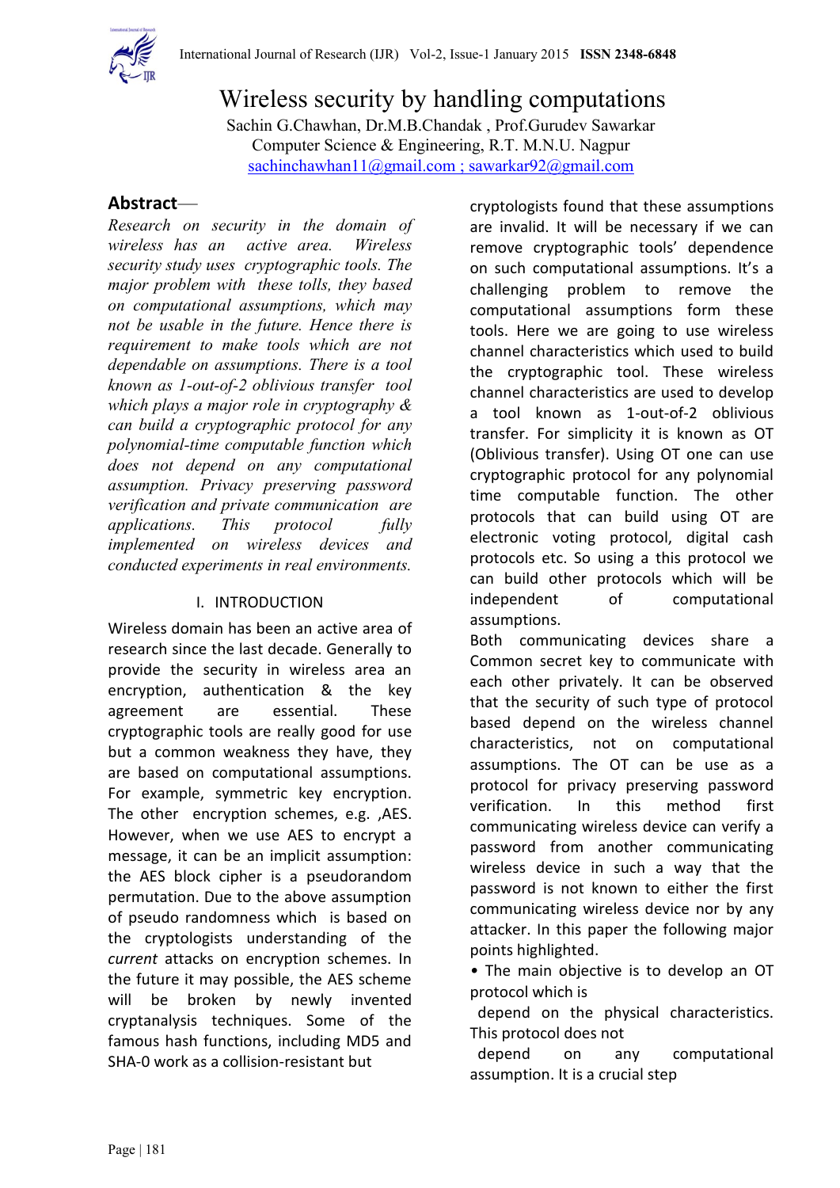# Wireless security by handling computations

Sachin G.Chawhan, Dr.M.B.Chandak , Prof.Gurudev Sawarkar
Computer Science & Engineering, R.T. M.N.U. Nagpur
sachinchawhan11@gmail.com ; sawarkar92@gmail.com

## Abstract—

*Research on security in the domain of wireless has an active area. Wireless security study uses cryptographic tools. The major problem with these tolls, they based on computational assumptions, which may not be usable in the future. Hence there is requirement to make tools which are not dependable on assumptions. There is a tool known as 1-out-of-2 oblivious transfer tool which plays a major role in cryptography & can build a cryptographic protocol for any polynomial-time computable function which does not depend on any computational assumption. Privacy preserving password verification and private communication are applications. This protocol fully implemented on wireless devices and conducted experiments in real environments.*

## I. INTRODUCTION

Wireless domain has been an active area of research since the last decade. Generally to provide the security in wireless area an encryption, authentication & the key agreement are essential. These cryptographic tools are really good for use but a common weakness they have, they are based on computational assumptions. For example, symmetric key encryption. The other encryption schemes, e.g. ,AES. However, when we use AES to encrypt a message, it can be an implicit assumption: the AES block cipher is a pseudorandom permutation. Due to the above assumption of pseudo randomness which is based on the cryptologists understanding of the *current* attacks on encryption schemes. In the future it may possible, the AES scheme will be broken by newly invented cryptanalysis techniques. Some of the famous hash functions, including MD5 and SHA-0 work as a collision-resistant but cryptologists found that these assumptions are invalid. It will be necessary if we can remove cryptographic tools' dependence on such computational assumptions. It's a challenging problem to remove the computational assumptions form these tools. Here we are going to use wireless channel characteristics which used to build the cryptographic tool. These wireless channel characteristics are used to develop a tool known as 1-out-of-2 oblivious transfer. For simplicity it is known as OT (Oblivious transfer). Using OT one can use cryptographic protocol for any polynomial time computable function. The other protocols that can build using OT are electronic voting protocol, digital cash protocols etc. So using a this protocol we can build other protocols which will be independent of computational assumptions.

Both communicating devices share a Common secret key to communicate with each other privately. It can be observed that the security of such type of protocol based depend on the wireless channel characteristics, not on computational assumptions. The OT can be use as a protocol for privacy preserving password verification. In this method first communicating wireless device can verify a password from another communicating wireless device in such a way that the password is not known to either the first communicating wireless device nor by any attacker. In this paper the following major points highlighted.

- The main objective is to develop an OT protocol which is depend on the physical characteristics. This protocol does not depend on any computational assumption. It is a crucial step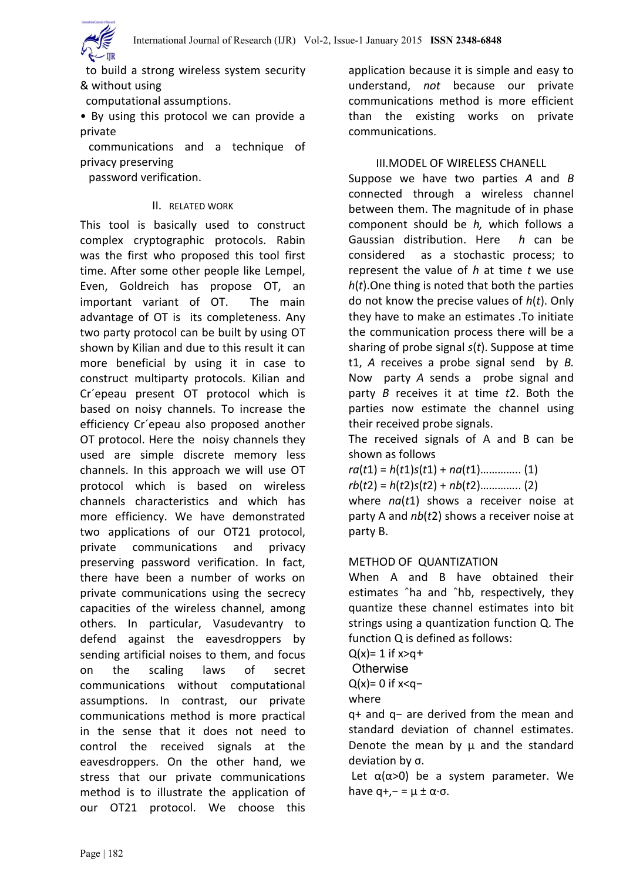to build a strong wireless system security & without using computational assumptions.

- By using this protocol we can provide a private communications and a technique of privacy preserving password verification.

## II. RELATED WORK

This tool is basically used to construct complex cryptographic protocols. Rabin was the first who proposed this tool first time. After some other people like Lempel, Even, Goldreich has propose OT, an important variant of OT. The main advantage of OT is its completeness. Any two party protocol can be built by using OT shown by Kilian and due to this result it can more beneficial by using it in case to construct multiparty protocols. Kilian and Cr´epeau present OT protocol which is based on noisy channels. To increase the efficiency Cr´epeau also proposed another OT protocol. Here the noisy channels they used are simple discrete memory less channels. In this approach we will use OT protocol which is based on wireless channels characteristics and which has more efficiency. We have demonstrated two applications of our OT21 protocol, private communications and privacy preserving password verification. In fact, there have been a number of works on private communications using the secrecy capacities of the wireless channel, among others. In particular, Vasudevantry to defend against the eavesdroppers by sending artificial noises to them, and focus on the scaling laws of secret communications without computational assumptions. In contrast, our private communications method is more practical in the sense that it does not need to control the received signals at the eavesdroppers. On the other hand, we stress that our private communications method is to illustrate the application of our OT21 protocol. We choose this application because it is simple and easy to understand, *not* because our private communications method is more efficient than the existing works on private communications.

## III.MODEL OF WIRELESS CHANELL

Suppose we have two parties *A* and *B* connected through a wireless channel between them. The magnitude of in phase component should be *h,* which follows a Gaussian distribution. Here *h* can be considered as a stochastic process; to represent the value of *h* at time *t* we use $h(t)$.One thing is noted that both the parties do not know the precise values of $h(t)$. Only they have to make an estimates .To initiate the communication process there will be a sharing of probe signal $s(t)$. Suppose at time t1, *A* receives a probe signal send by *B.* Now party *A* sends a probe signal and party *B* receives it at time *t*2. Both the parties now estimate the channel using their received probe signals.

The received signals of A and B can be shown as follows

$ra(t1) = h(t1)s(t1) + na(t1)$…………. (1)

$rb(t2) = h(t2)s(t2) + nb(t2)$…………. (2)

where $na(t1)$ shows a receiver noise at party A and $nb(t2)$ shows a receiver noise at party B.

### METHOD OF QUANTIZATION

When A and B have obtained their estimates ˆha and ˆhb, respectively, they quantize these channel estimates into bit strings using a quantization function Q. The function Q is defined as follows:

$Q(x)= 1$ if $x>q+$

Otherwise

$Q(x)= 0$ if $x<q-$

where

q+ and q− are derived from the mean and standard deviation of channel estimates. Denote the mean by μ and the standard deviation by σ.

Let $\alpha(\alpha>0)$ be a system parameter. We have $q+,- = \mu \pm \alpha\cdot\sigma$.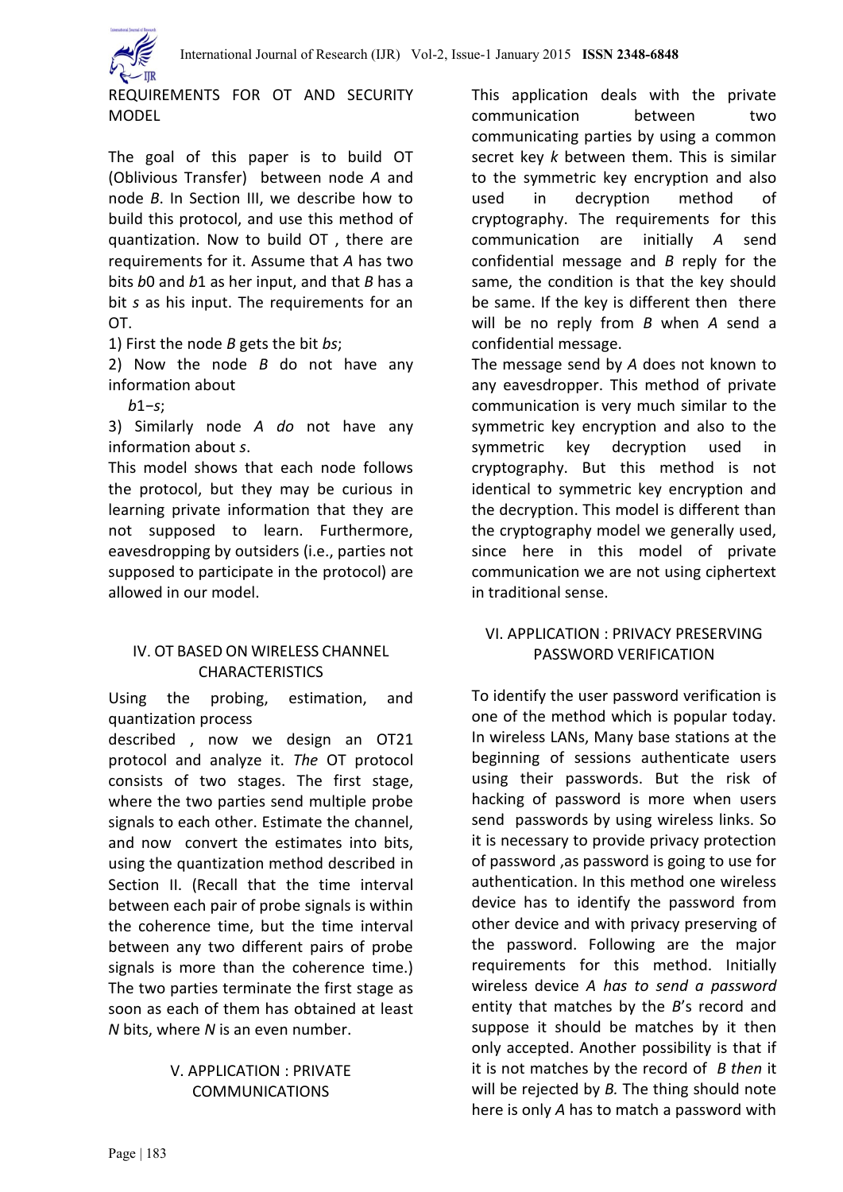## REQUIREMENTS FOR OT AND SECURITY MODEL

The goal of this paper is to build OT (Oblivious Transfer) between node *A* and node *B*. In Section III, we describe how to build this protocol, and use this method of quantization. Now to build OT , there are requirements for it. Assume that *A* has two bits $b0$ and $b1$ as her input, and that *B* has a bit *s* as his input. The requirements for an OT.

1) First the node *B* gets the bit $bs$;

2) Now the node *B* do not have any information about $b1-s$;

3) Similarly node *A do* not have any information about *s*.

This model shows that each node follows the protocol, but they may be curious in learning private information that they are not supposed to learn. Furthermore, eavesdropping by outsiders (i.e., parties not supposed to participate in the protocol) are allowed in our model.

## IV. OT BASED ON WIRELESS CHANNEL CHARACTERISTICS

Using the probing, estimation, and quantization process described , now we design an OT21 protocol and analyze it. *The* OT protocol consists of two stages. The first stage, where the two parties send multiple probe signals to each other. Estimate the channel, and now convert the estimates into bits, using the quantization method described in Section II. (Recall that the time interval between each pair of probe signals is within the coherence time, but the time interval between any two different pairs of probe signals is more than the coherence time.) The two parties terminate the first stage as soon as each of them has obtained at least *N* bits, where *N* is an even number.

## V. APPLICATION : PRIVATE COMMUNICATIONS

This application deals with the private communication between two communicating parties by using a common secret key *k* between them. This is similar to the symmetric key encryption and also used in decryption method of cryptography. The requirements for this communication are initially *A* send confidential message and *B* reply for the same, the condition is that the key should be same. If the key is different then there will be no reply from *B* when *A* send a confidential message.

The message send by *A* does not known to any eavesdropper. This method of private communication is very much similar to the symmetric key encryption and also to the symmetric key decryption used in cryptography. But this method is not identical to symmetric key encryption and the decryption. This model is different than the cryptography model we generally used, since here in this model of private communication we are not using ciphertext in traditional sense.

## VI. APPLICATION : PRIVACY PRESERVING PASSWORD VERIFICATION

To identify the user password verification is one of the method which is popular today. In wireless LANs, Many base stations at the beginning of sessions authenticate users using their passwords. But the risk of hacking of password is more when users send passwords by using wireless links. So it is necessary to provide privacy protection of password ,as password is going to use for authentication. In this method one wireless device has to identify the password from other device and with privacy preserving of the password. Following are the major requirements for this method. Initially wireless device *A has to send a password* entity that matches by the *B*'s record and suppose it should be matches by it then only accepted. Another possibility is that if it is not matches by the record of *B then* it will be rejected by *B.* The thing should note here is only *A* has to match a password with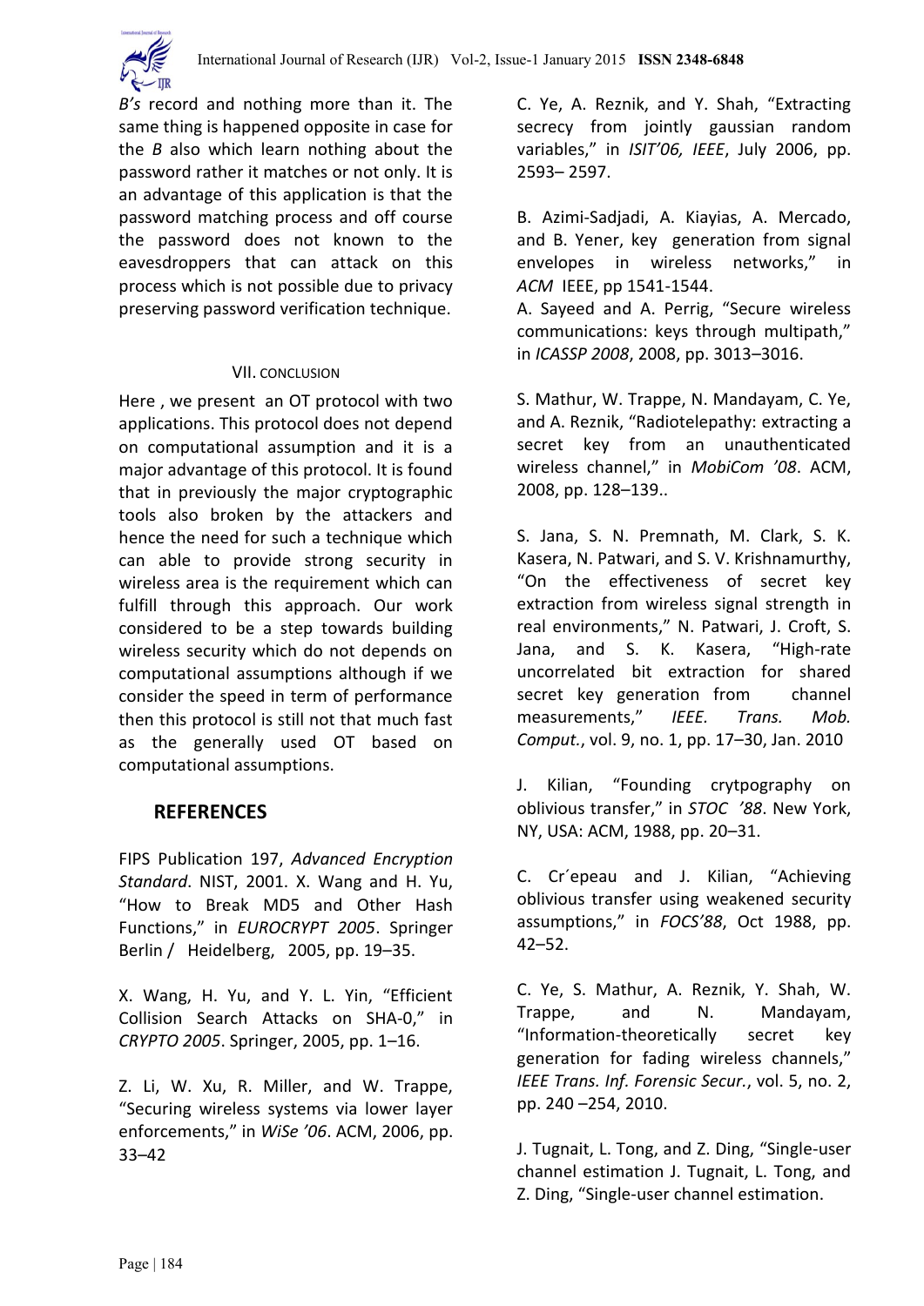*B's* record and nothing more than it. The same thing is happened opposite in case for the *B* also which learn nothing about the password rather it matches or not only. It is an advantage of this application is that the password matching process and off course the password does not known to the eavesdroppers that can attack on this process which is not possible due to privacy preserving password verification technique.

## VII. CONCLUSION

Here , we present an OT protocol with two applications. This protocol does not depend on computational assumption and it is a major advantage of this protocol. It is found that in previously the major cryptographic tools also broken by the attackers and hence the need for such a technique which can able to provide strong security in wireless area is the requirement which can fulfill through this approach. Our work considered to be a step towards building wireless security which do not depends on computational assumptions although if we consider the speed in term of performance then this protocol is still not that much fast as the generally used OT based on computational assumptions.

## REFERENCES

FIPS Publication 197, *Advanced Encryption Standard*. NIST, 2001. X. Wang and H. Yu, "How to Break MD5 and Other Hash Functions," in *EUROCRYPT 2005*. Springer Berlin / Heidelberg, 2005, pp. 19–35.

X. Wang, H. Yu, and Y. L. Yin, "Efficient Collision Search Attacks on SHA-0," in *CRYPTO 2005*. Springer, 2005, pp. 1–16.

Z. Li, W. Xu, R. Miller, and W. Trappe, "Securing wireless systems via lower layer enforcements," in *WiSe '06*. ACM, 2006, pp. 33–42

C. Ye, A. Reznik, and Y. Shah, "Extracting secrecy from jointly gaussian random variables," in *ISIT'06, IEEE*, July 2006, pp. 2593– 2597.

B. Azimi-Sadjadi, A. Kiayias, A. Mercado, and B. Yener, key generation from signal envelopes in wireless networks," in *ACM* IEEE, pp 1541-1544.
A. Sayeed and A. Perrig, "Secure wireless communications: keys through multipath," in *ICASSP 2008*, 2008, pp. 3013–3016.

S. Mathur, W. Trappe, N. Mandayam, C. Ye, and A. Reznik, "Radiotelepathy: extracting a secret key from an unauthenticated wireless channel," in *MobiCom '08*. ACM, 2008, pp. 128–139..

S. Jana, S. N. Premnath, M. Clark, S. K. Kasera, N. Patwari, and S. V. Krishnamurthy, "On the effectiveness of secret key extraction from wireless signal strength in real environments," N. Patwari, J. Croft, S. Jana, and S. K. Kasera, "High-rate uncorrelated bit extraction for shared secret key generation from channel measurements," *IEEE. Trans. Mob. Comput.*, vol. 9, no. 1, pp. 17–30, Jan. 2010

J. Kilian, "Founding crytpography on oblivious transfer," in *STOC '88*. New York, NY, USA: ACM, 1988, pp. 20–31.

C. Cr´epeau and J. Kilian, "Achieving oblivious transfer using weakened security assumptions," in *FOCS'88*, Oct 1988, pp. 42–52.

C. Ye, S. Mathur, A. Reznik, Y. Shah, W. Trappe, and N. Mandayam, "Information-theoretically secret key generation for fading wireless channels," *IEEE Trans. Inf. Forensic Secur.*, vol. 5, no. 2, pp. 240 –254, 2010.

J. Tugnait, L. Tong, and Z. Ding, "Single-user channel estimation J. Tugnait, L. Tong, and Z. Ding, "Single-user channel estimation.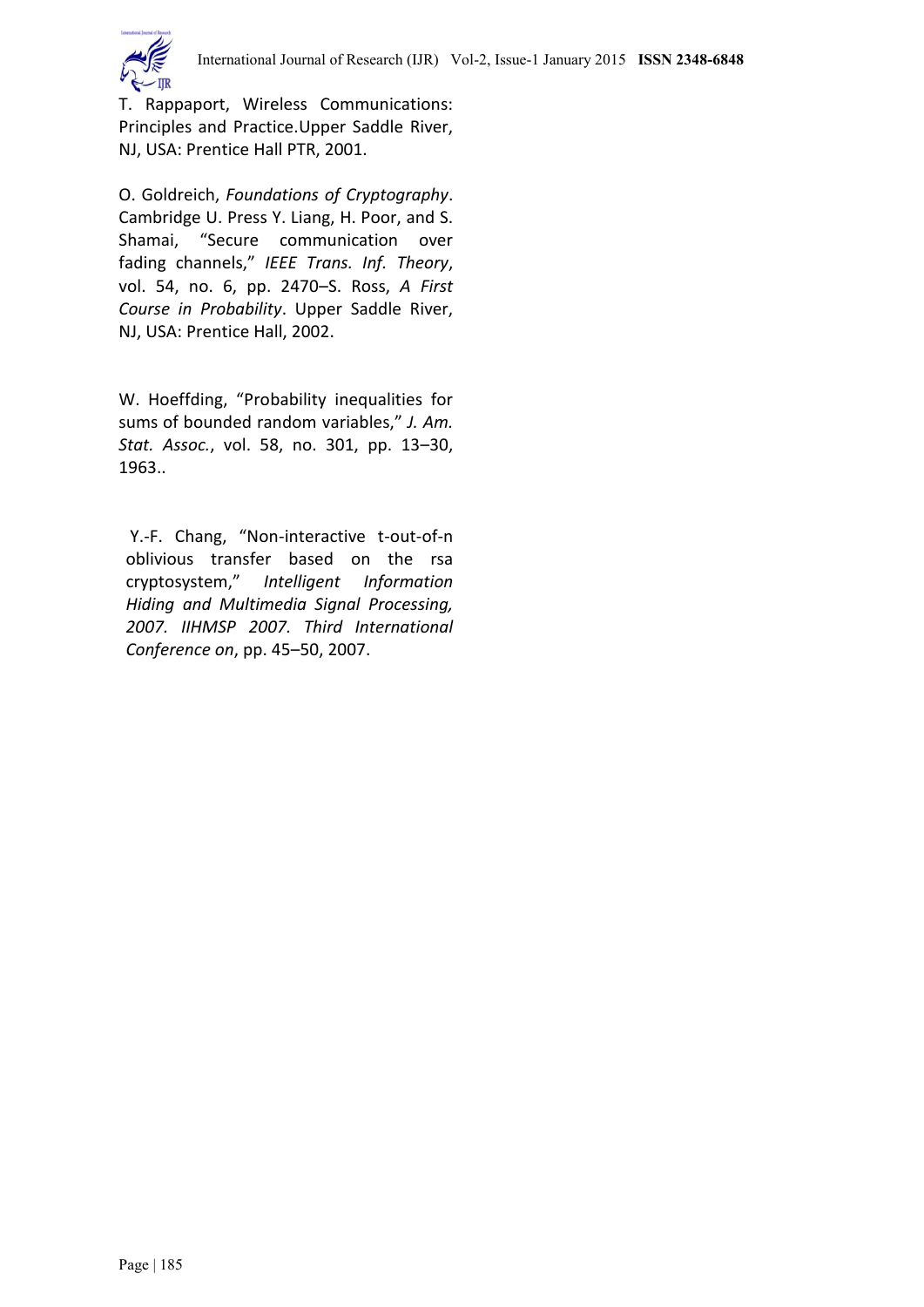T. Rappaport, Wireless Communications: Principles and Practice.Upper Saddle River, NJ, USA: Prentice Hall PTR, 2001.

O. Goldreich, *Foundations of Cryptography*. Cambridge U. Press Y. Liang, H. Poor, and S. Shamai, "Secure communication over fading channels," *IEEE Trans. Inf. Theory*, vol. 54, no. 6, pp. 2470–S. Ross, *A First Course in Probability*. Upper Saddle River, NJ, USA: Prentice Hall, 2002.

W. Hoeffding, "Probability inequalities for sums of bounded random variables," *J. Am. Stat. Assoc.*, vol. 58, no. 301, pp. 13–30, 1963..

Y.-F. Chang, "Non-interactive t-out-of-n oblivious transfer based on the rsa cryptosystem," *Intelligent Information Hiding and Multimedia Signal Processing, 2007. IIHMSP 2007. Third International Conference on*, pp. 45–50, 2007.